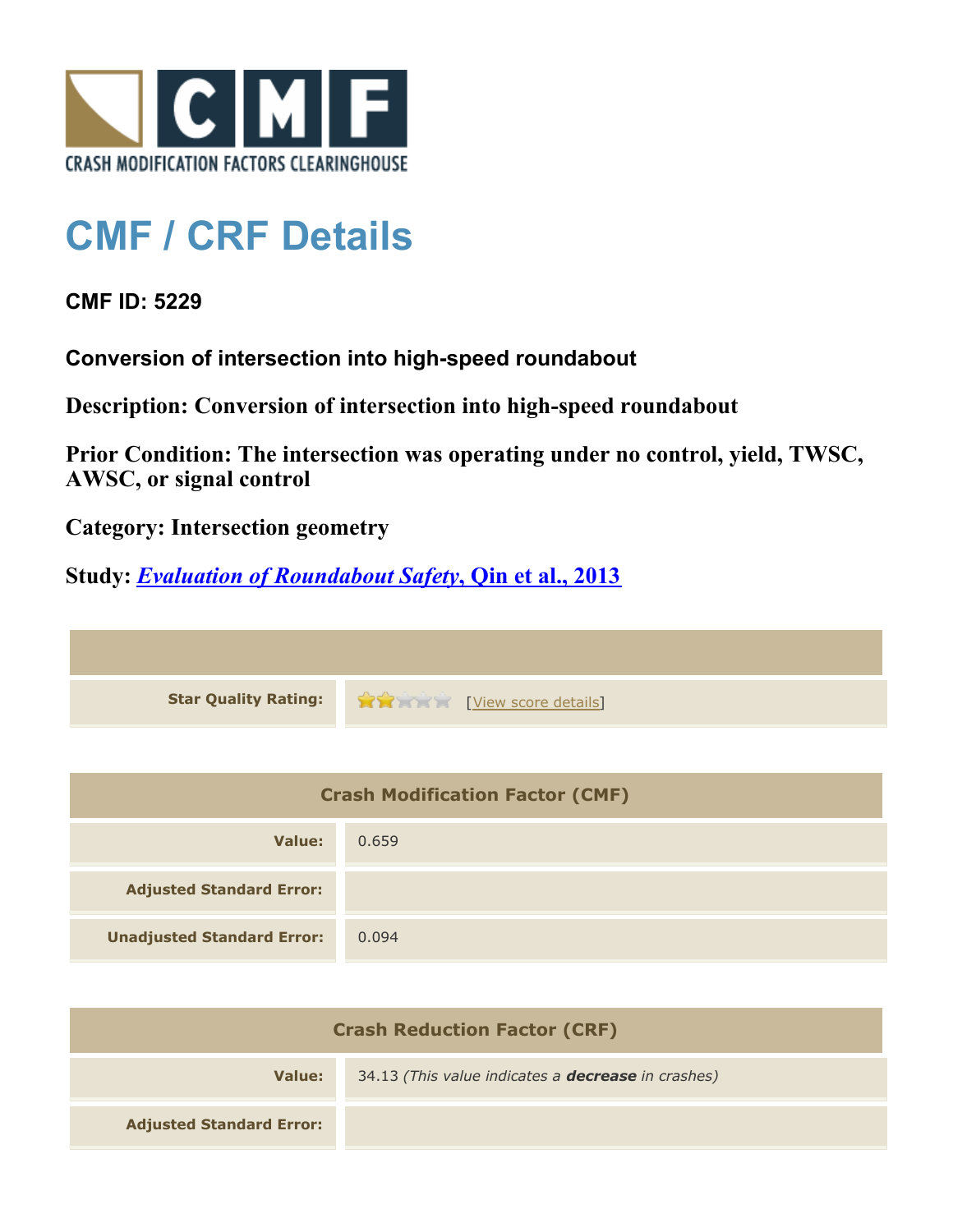CRASH MODIFICATION FACTORS CLEARINGHOUSE

# CMF / CRF Details

**CMF ID: 5229**

**Conversion of intersection into high-speed roundabout**

**Description: Conversion of intersection into high-speed roundabout**

**Prior Condition: The intersection was operating under no control, yield, TWSC, AWSC, or signal control**

**Category: Intersection geometry**

**Study: *Evaluation of Roundabout Safety*, Qin et al., 2013**

| | |
|---|---|
| **Star Quality Rating:** | 2 of 5 stars [View score details] |

| Crash Modification Factor (CMF) | |
|---|---|
| **Value:** | 0.659 |
| **Adjusted Standard Error:** | |
| **Unadjusted Standard Error:** | 0.094 |

| Crash Reduction Factor (CRF) | |
|---|---|
| **Value:** | 34.13 *(This value indicates a **decrease** in crashes)* |
| **Adjusted Standard Error:** | |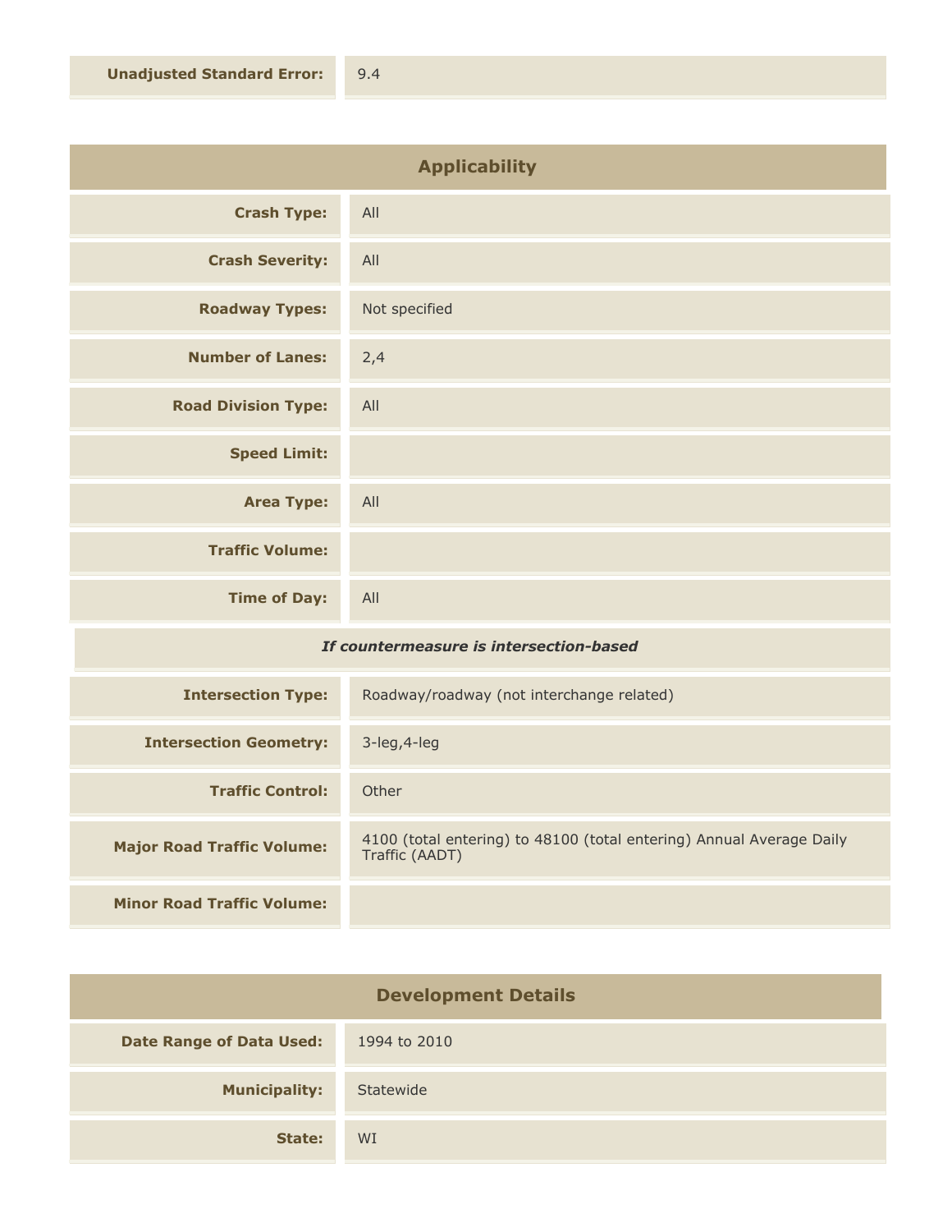| | |
|---|---|
| **Unadjusted Standard Error:** | 9.4 |

## Applicability

| | |
|---|---|
| **Crash Type:** | All |
| **Crash Severity:** | All |
| **Roadway Types:** | Not specified |
| **Number of Lanes:** | 2,4 |
| **Road Division Type:** | All |
| **Speed Limit:** | |
| **Area Type:** | All |
| **Traffic Volume:** | |
| **Time of Day:** | All |

*If countermeasure is intersection-based*

| | |
|---|---|
| **Intersection Type:** | Roadway/roadway (not interchange related) |
| **Intersection Geometry:** | 3-leg,4-leg |
| **Traffic Control:** | Other |
| **Major Road Traffic Volume:** | 4100 (total entering) to 48100 (total entering) Annual Average Daily Traffic (AADT) |
| **Minor Road Traffic Volume:** | |

## Development Details

| | |
|---|---|
| **Date Range of Data Used:** | 1994 to 2010 |
| **Municipality:** | Statewide |
| **State:** | WI |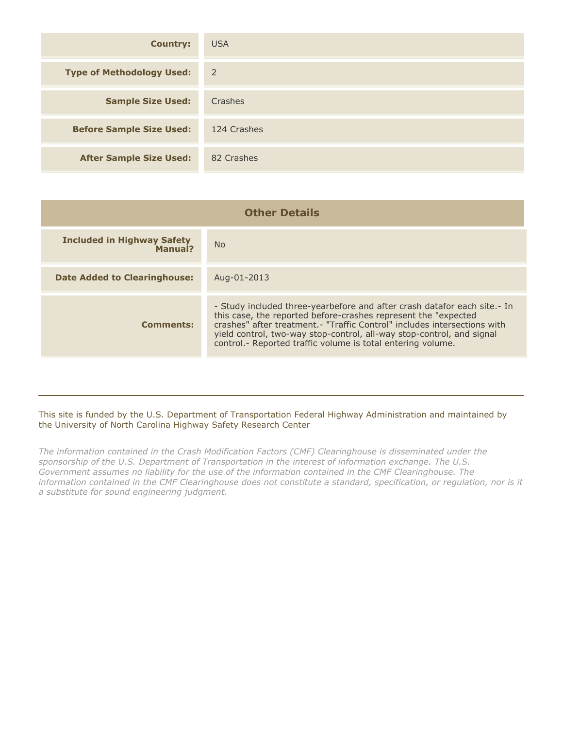| | |
|---|---|
| **Country:** | USA |
| **Type of Methodology Used:** | 2 |
| **Sample Size Used:** | Crashes |
| **Before Sample Size Used:** | 124 Crashes |
| **After Sample Size Used:** | 82 Crashes |

## Other Details

| | |
|---|---|
| **Included in Highway Safety Manual?** | No |
| **Date Added to Clearinghouse:** | Aug-01-2013 |
| **Comments:** | - Study included three-yearbefore and after crash datafor each site.- In this case, the reported before-crashes represent the "expected crashes" after treatment.- "Traffic Control" includes intersections with yield control, two-way stop-control, all-way stop-control, and signal control.- Reported traffic volume is total entering volume. |

---

This site is funded by the U.S. Department of Transportation Federal Highway Administration and maintained by the University of North Carolina Highway Safety Research Center

*The information contained in the Crash Modification Factors (CMF) Clearinghouse is disseminated under the sponsorship of the U.S. Department of Transportation in the interest of information exchange. The U.S. Government assumes no liability for the use of the information contained in the CMF Clearinghouse. The information contained in the CMF Clearinghouse does not constitute a standard, specification, or regulation, nor is it a substitute for sound engineering judgment.*